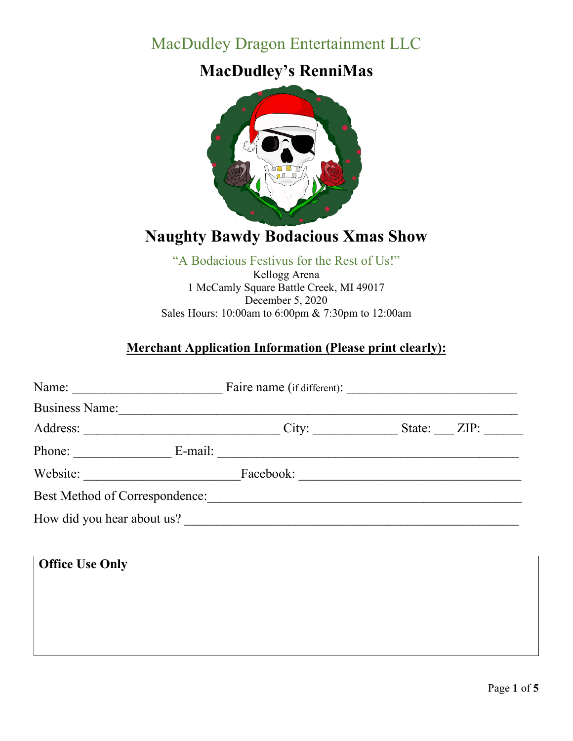MacDudley Dragon Entertainment LLC

# MacDudley's RenniMas

## Naughty Bawdy Bodacious Xmas Show

"A Bodacious Festivus for the Rest of Us!"

Kellogg Arena
1 McCamly Square Battle Creek, MI 49017
December 5, 2020
Sales Hours: 10:00am to 6:00pm & 7:30pm to 12:00am

**Merchant Application Information (Please print clearly):**

Name: ______________________ Faire name (if different): _________________________

Business Name:_____________________________________________________________

Address: _____________________________ City: ____________ State: ___ ZIP: ______

Phone: ______________ E-mail: ____________________________________________

Website: _______________________Facebook: ________________________________

Best Method of Correspondence:_____________________________________________

How did you hear about us? _________________________________________________

| Office Use Only |
| --- |
| |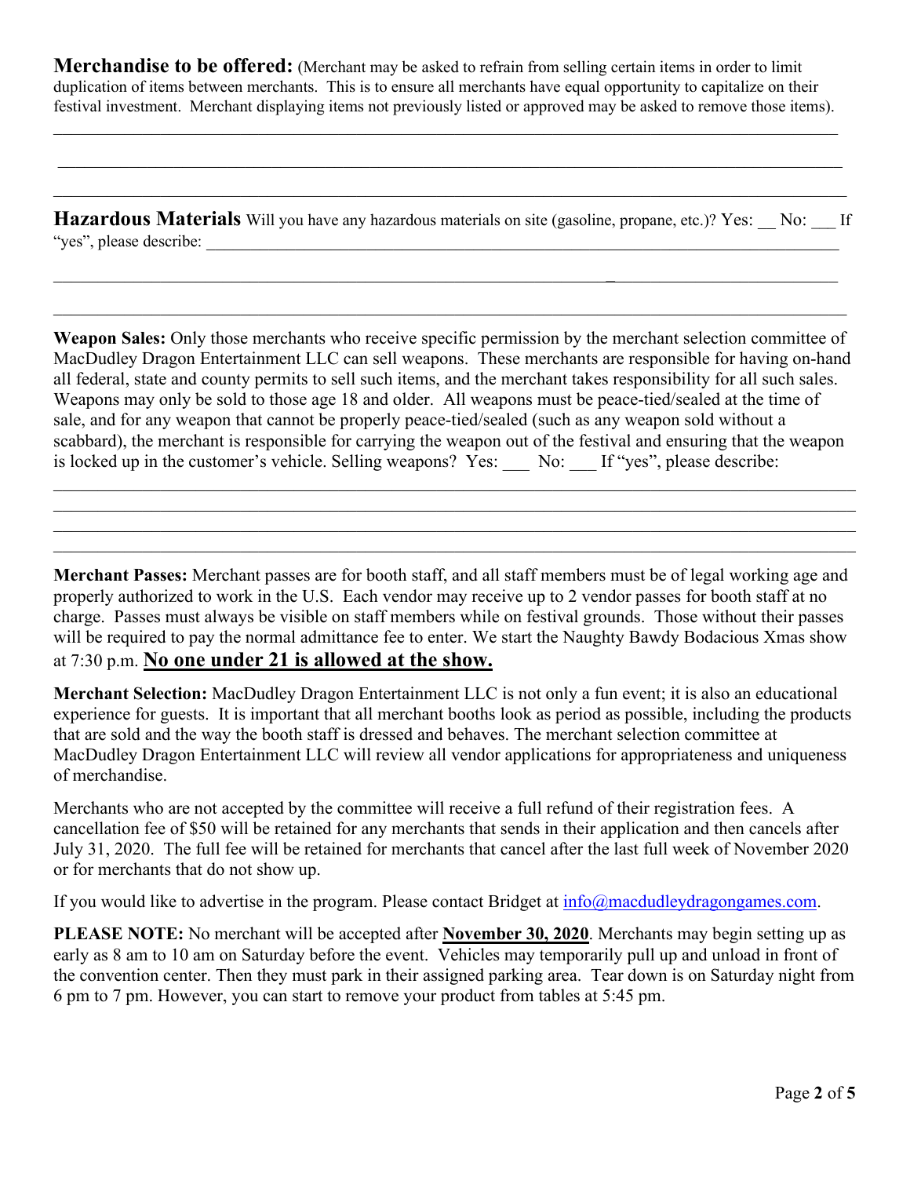**Merchandise to be offered:** (Merchant may be asked to refrain from selling certain items in order to limit duplication of items between merchants. This is to ensure all merchants have equal opportunity to capitalize on their festival investment. Merchant displaying items not previously listed or approved may be asked to remove those items).

\_\_\_\_\_\_\_\_\_\_\_\_\_\_\_\_\_\_\_\_\_\_\_\_\_\_\_\_\_\_\_\_\_\_\_\_\_\_\_\_\_\_\_\_\_\_\_\_\_\_\_\_\_\_\_\_\_\_\_\_\_\_\_\_\_\_\_\_\_\_\_\_\_\_\_\_\_\_\_\_\_\_\_\_

\_\_\_\_\_\_\_\_\_\_\_\_\_\_\_\_\_\_\_\_\_\_\_\_\_\_\_\_\_\_\_\_\_\_\_\_\_\_\_\_\_\_\_\_\_\_\_\_\_\_\_\_\_\_\_\_\_\_\_\_\_\_\_\_\_\_\_\_\_\_\_\_\_\_\_\_\_\_\_\_\_\_\_\_

\_\_\_\_\_\_\_\_\_\_\_\_\_\_\_\_\_\_\_\_\_\_\_\_\_\_\_\_\_\_\_\_\_\_\_\_\_\_\_\_\_\_\_\_\_\_\_\_\_\_\_\_\_\_\_\_\_\_\_\_\_\_\_\_\_\_\_\_\_\_\_\_\_\_\_\_\_\_\_\_\_\_\_\_

**Hazardous Materials** Will you have any hazardous materials on site (gasoline, propane, etc.)? Yes: \_\_ No: \_\_\_ If "yes", please describe: \_\_\_\_\_\_\_\_\_\_\_\_\_\_\_\_\_\_\_\_\_\_\_\_\_\_\_\_\_\_\_\_\_\_\_\_\_\_\_\_\_\_\_\_\_\_\_\_\_\_\_\_\_\_\_\_\_\_\_\_\_\_\_\_\_\_

\_\_\_\_\_\_\_\_\_\_\_\_\_\_\_\_\_\_\_\_\_\_\_\_\_\_\_\_\_\_\_\_\_\_\_\_\_\_\_\_\_\_\_\_\_\_\_\_\_\_\_\_\_\_\_\_\_\_\_\_\_\_\_\_\_\_\_\_\_\_\_\_\_\_\_\_\_\_\_\_\_\_\_\_

\_\_\_\_\_\_\_\_\_\_\_\_\_\_\_\_\_\_\_\_\_\_\_\_\_\_\_\_\_\_\_\_\_\_\_\_\_\_\_\_\_\_\_\_\_\_\_\_\_\_\_\_\_\_\_\_\_\_\_\_\_\_\_\_\_\_\_\_\_\_\_\_\_\_\_\_\_\_\_\_\_\_\_\_

**Weapon Sales:** Only those merchants who receive specific permission by the merchant selection committee of MacDudley Dragon Entertainment LLC can sell weapons. These merchants are responsible for having on-hand all federal, state and county permits to sell such items, and the merchant takes responsibility for all such sales. Weapons may only be sold to those age 18 and older. All weapons must be peace-tied/sealed at the time of sale, and for any weapon that cannot be properly peace-tied/sealed (such as any weapon sold without a scabbard), the merchant is responsible for carrying the weapon out of the festival and ensuring that the weapon is locked up in the customer's vehicle. Selling weapons? Yes: \_\_\_ No: \_\_\_ If "yes", please describe:

\_\_\_\_\_\_\_\_\_\_\_\_\_\_\_\_\_\_\_\_\_\_\_\_\_\_\_\_\_\_\_\_\_\_\_\_\_\_\_\_\_\_\_\_\_\_\_\_\_\_\_\_\_\_\_\_\_\_\_\_\_\_\_\_\_\_\_\_\_\_\_\_\_\_\_\_\_\_\_\_\_\_\_\_

\_\_\_\_\_\_\_\_\_\_\_\_\_\_\_\_\_\_\_\_\_\_\_\_\_\_\_\_\_\_\_\_\_\_\_\_\_\_\_\_\_\_\_\_\_\_\_\_\_\_\_\_\_\_\_\_\_\_\_\_\_\_\_\_\_\_\_\_\_\_\_\_\_\_\_\_\_\_\_\_\_\_\_\_

\_\_\_\_\_\_\_\_\_\_\_\_\_\_\_\_\_\_\_\_\_\_\_\_\_\_\_\_\_\_\_\_\_\_\_\_\_\_\_\_\_\_\_\_\_\_\_\_\_\_\_\_\_\_\_\_\_\_\_\_\_\_\_\_\_\_\_\_\_\_\_\_\_\_\_\_\_\_\_\_\_\_\_\_

\_\_\_\_\_\_\_\_\_\_\_\_\_\_\_\_\_\_\_\_\_\_\_\_\_\_\_\_\_\_\_\_\_\_\_\_\_\_\_\_\_\_\_\_\_\_\_\_\_\_\_\_\_\_\_\_\_\_\_\_\_\_\_\_\_\_\_\_\_\_\_\_\_\_\_\_\_\_\_\_\_\_\_\_

**Merchant Passes:** Merchant passes are for booth staff, and all staff members must be of legal working age and properly authorized to work in the U.S. Each vendor may receive up to 2 vendor passes for booth staff at no charge. Passes must always be visible on staff members while on festival grounds. Those without their passes will be required to pay the normal admittance fee to enter. We start the Naughty Bawdy Bodacious Xmas show at 7:30 p.m. **No one under 21 is allowed at the show.**

**Merchant Selection:** MacDudley Dragon Entertainment LLC is not only a fun event; it is also an educational experience for guests. It is important that all merchant booths look as period as possible, including the products that are sold and the way the booth staff is dressed and behaves. The merchant selection committee at MacDudley Dragon Entertainment LLC will review all vendor applications for appropriateness and uniqueness of merchandise.

Merchants who are not accepted by the committee will receive a full refund of their registration fees. A cancellation fee of $50 will be retained for any merchants that sends in their application and then cancels after July 31, 2020. The full fee will be retained for merchants that cancel after the last full week of November 2020 or for merchants that do not show up.

If you would like to advertise in the program. Please contact Bridget at info@macdudleydragongames.com.

**PLEASE NOTE:** No merchant will be accepted after **November 30, 2020**. Merchants may begin setting up as early as 8 am to 10 am on Saturday before the event. Vehicles may temporarily pull up and unload in front of the convention center. Then they must park in their assigned parking area. Tear down is on Saturday night from 6 pm to 7 pm. However, you can start to remove your product from tables at 5:45 pm.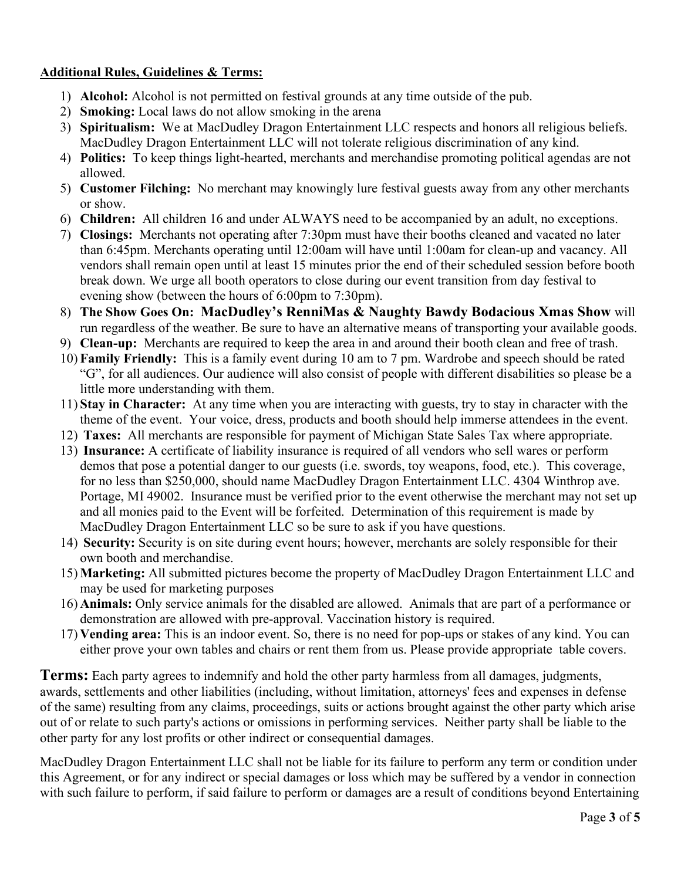**Additional Rules, Guidelines & Terms:**

1) **Alcohol:** Alcohol is not permitted on festival grounds at any time outside of the pub.
2) **Smoking:** Local laws do not allow smoking in the arena
3) **Spiritualism:** We at MacDudley Dragon Entertainment LLC respects and honors all religious beliefs. MacDudley Dragon Entertainment LLC will not tolerate religious discrimination of any kind.
4) **Politics:** To keep things light-hearted, merchants and merchandise promoting political agendas are not allowed.
5) **Customer Filching:** No merchant may knowingly lure festival guests away from any other merchants or show.
6) **Children:** All children 16 and under ALWAYS need to be accompanied by an adult, no exceptions.
7) **Closings:** Merchants not operating after 7:30pm must have their booths cleaned and vacated no later than 6:45pm. Merchants operating until 12:00am will have until 1:00am for clean-up and vacancy. All vendors shall remain open until at least 15 minutes prior the end of their scheduled session before booth break down. We urge all booth operators to close during our event transition from day festival to evening show (between the hours of 6:00pm to 7:30pm).
8) **The Show Goes On: MacDudley's RenniMas & Naughty Bawdy Bodacious Xmas Show** will run regardless of the weather. Be sure to have an alternative means of transporting your available goods.
9) **Clean-up:** Merchants are required to keep the area in and around their booth clean and free of trash.
10) **Family Friendly:** This is a family event during 10 am to 7 pm. Wardrobe and speech should be rated "G", for all audiences. Our audience will also consist of people with different disabilities so please be a little more understanding with them.
11) **Stay in Character:** At any time when you are interacting with guests, try to stay in character with the theme of the event. Your voice, dress, products and booth should help immerse attendees in the event.
12) **Taxes:** All merchants are responsible for payment of Michigan State Sales Tax where appropriate.
13) **Insurance:** A certificate of liability insurance is required of all vendors who sell wares or perform demos that pose a potential danger to our guests (i.e. swords, toy weapons, food, etc.). This coverage, for no less than $250,000, should name MacDudley Dragon Entertainment LLC. 4304 Winthrop ave. Portage, MI 49002. Insurance must be verified prior to the event otherwise the merchant may not set up and all monies paid to the Event will be forfeited. Determination of this requirement is made by MacDudley Dragon Entertainment LLC so be sure to ask if you have questions.
14) **Security:** Security is on site during event hours; however, merchants are solely responsible for their own booth and merchandise.
15) **Marketing:** All submitted pictures become the property of MacDudley Dragon Entertainment LLC and may be used for marketing purposes
16) **Animals:** Only service animals for the disabled are allowed. Animals that are part of a performance or demonstration are allowed with pre-approval. Vaccination history is required.
17) **Vending area:** This is an indoor event. So, there is no need for pop-ups or stakes of any kind. You can either prove your own tables and chairs or rent them from us. Please provide appropriate table covers.

**Terms:** Each party agrees to indemnify and hold the other party harmless from all damages, judgments, awards, settlements and other liabilities (including, without limitation, attorneys' fees and expenses in defense of the same) resulting from any claims, proceedings, suits or actions brought against the other party which arise out of or relate to such party's actions or omissions in performing services. Neither party shall be liable to the other party for any lost profits or other indirect or consequential damages.

MacDudley Dragon Entertainment LLC shall not be liable for its failure to perform any term or condition under this Agreement, or for any indirect or special damages or loss which may be suffered by a vendor in connection with such failure to perform, if said failure to perform or damages are a result of conditions beyond Entertaining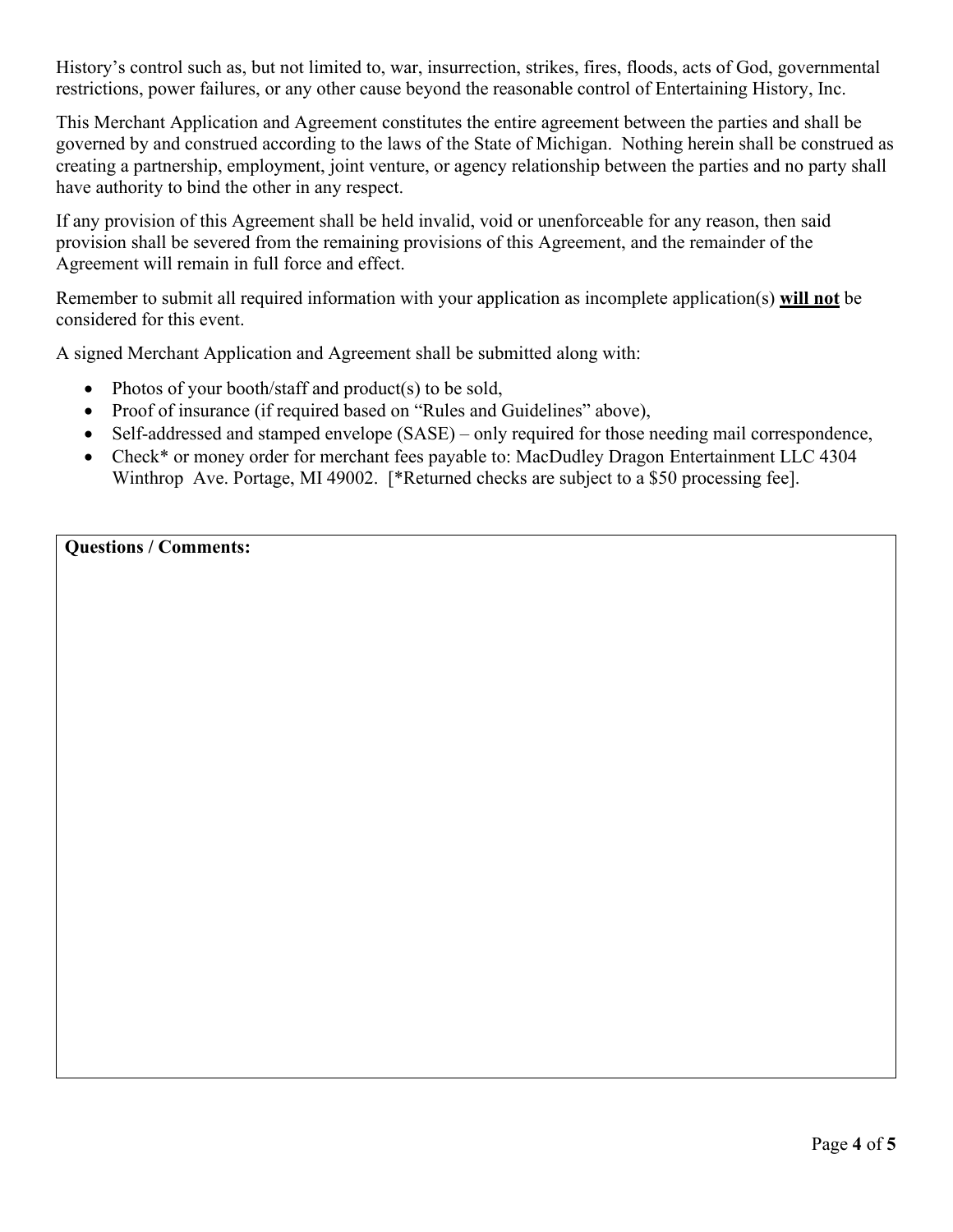History's control such as, but not limited to, war, insurrection, strikes, fires, floods, acts of God, governmental restrictions, power failures, or any other cause beyond the reasonable control of Entertaining History, Inc.

This Merchant Application and Agreement constitutes the entire agreement between the parties and shall be governed by and construed according to the laws of the State of Michigan. Nothing herein shall be construed as creating a partnership, employment, joint venture, or agency relationship between the parties and no party shall have authority to bind the other in any respect.

If any provision of this Agreement shall be held invalid, void or unenforceable for any reason, then said provision shall be severed from the remaining provisions of this Agreement, and the remainder of the Agreement will remain in full force and effect.

Remember to submit all required information with your application as incomplete application(s) **<u>will not</u>** be considered for this event.

A signed Merchant Application and Agreement shall be submitted along with:

- Photos of your booth/staff and product(s) to be sold,
- Proof of insurance (if required based on "Rules and Guidelines" above),
- Self-addressed and stamped envelope (SASE) – only required for those needing mail correspondence,
- Check* or money order for merchant fees payable to: MacDudley Dragon Entertainment LLC 4304 Winthrop Ave. Portage, MI 49002. [*Returned checks are subject to a $50 processing fee].

| **Questions / Comments:** |
|---|
| |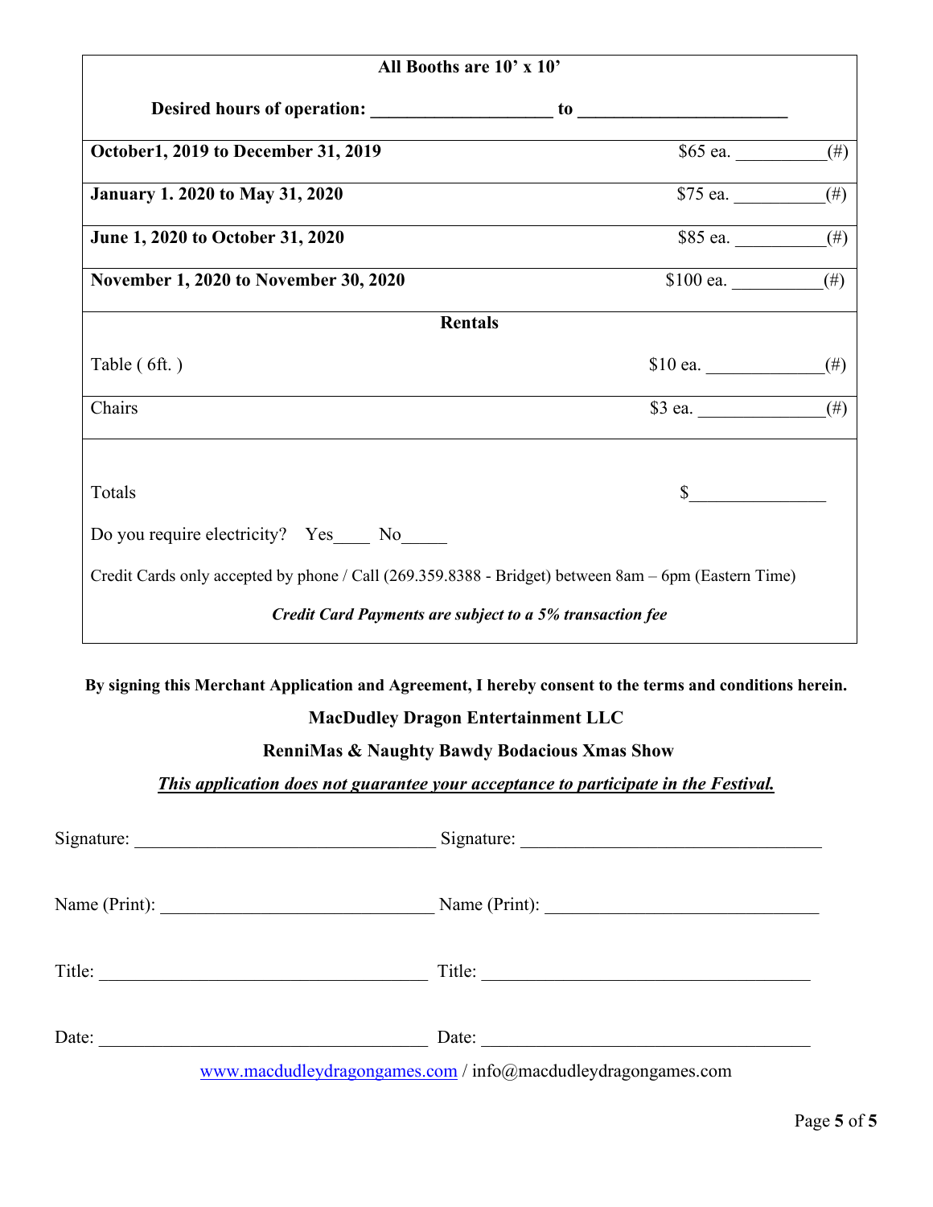| **All Booths are 10' x 10'** | |
| --- | --- |
| **Desired hours of operation: ____________________ to ________________________** | |
| **October1, 2019 to December 31, 2019** | $65 ea. __________(#) |
| **January 1. 2020 to May 31, 2020** | $75 ea. __________(#) |
| **June 1, 2020 to October 31, 2020** | $85 ea. __________(#) |
| **November 1, 2020 to November 30, 2020** | $100 ea. __________(#) |
| **Rentals** | |
| Table ( 6ft. ) | $10 ea. _____________(#) |
| Chairs | $3 ea. ______________(#) |
| Totals | $_______________ |
| Do you require electricity? Yes____ No_____ | |
| Credit Cards only accepted by phone / Call (269.359.8388 - Bridget) between 8am – 6pm (Eastern Time) | |
| ***Credit Card Payments are subject to a 5% transaction fee*** | |

**By signing this Merchant Application and Agreement, I hereby consent to the terms and conditions herein.**

**MacDudley Dragon Entertainment LLC**

**RenniMas & Naughty Bawdy Bodacious Xmas Show**

***This application does not guarantee your acceptance to participate in the Festival.***

Signature: _________________________________ Signature: _________________________________

Name (Print): ______________________________ Name (Print): ______________________________

Title: ____________________________________ Title: ____________________________________

Date: ____________________________________ Date: ____________________________________

www.macdudleydragongames.com / info@macdudleydragongames.com